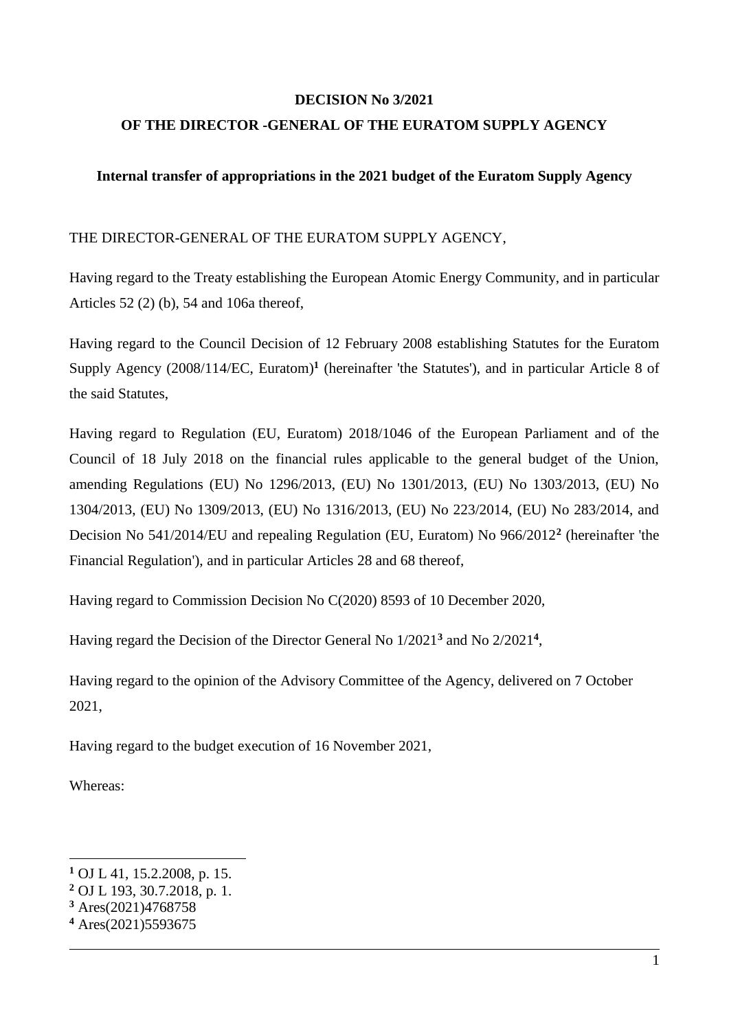**DECISION No 3/2021**

**OF THE DIRECTOR -GENERAL OF THE EURATOM SUPPLY AGENCY**

**Internal transfer of appropriations in the 2021 budget of the Euratom Supply Agency**

THE DIRECTOR-GENERAL OF THE EURATOM SUPPLY AGENCY,

Having regard to the Treaty establishing the European Atomic Energy Community, and in particular Articles 52 (2) (b), 54 and 106a thereof,

Having regard to the Council Decision of 12 February 2008 establishing Statutes for the Euratom Supply Agency (2008/114/EC, Euratom)[1] (hereinafter 'the Statutes'), and in particular Article 8 of the said Statutes,

Having regard to Regulation (EU, Euratom) 2018/1046 of the European Parliament and of the Council of 18 July 2018 on the financial rules applicable to the general budget of the Union, amending Regulations (EU) No 1296/2013, (EU) No 1301/2013, (EU) No 1303/2013, (EU) No 1304/2013, (EU) No 1309/2013, (EU) No 1316/2013, (EU) No 223/2014, (EU) No 283/2014, and Decision No 541/2014/EU and repealing Regulation (EU, Euratom) No 966/2012[2] (hereinafter 'the Financial Regulation'), and in particular Articles 28 and 68 thereof,

Having regard to Commission Decision No C(2020) 8593 of 10 December 2020,

Having regard the Decision of the Director General No 1/2021[3] and No 2/2021[4],

Having regard to the opinion of the Advisory Committee of the Agency, delivered on 7 October 2021,

Having regard to the budget execution of 16 November 2021,

Whereas:

---

[1] OJ L 41, 15.2.2008, p. 15.

[2] OJ L 193, 30.7.2018, p. 1.

[3] Ares(2021)4768758

[4] Ares(2021)5593675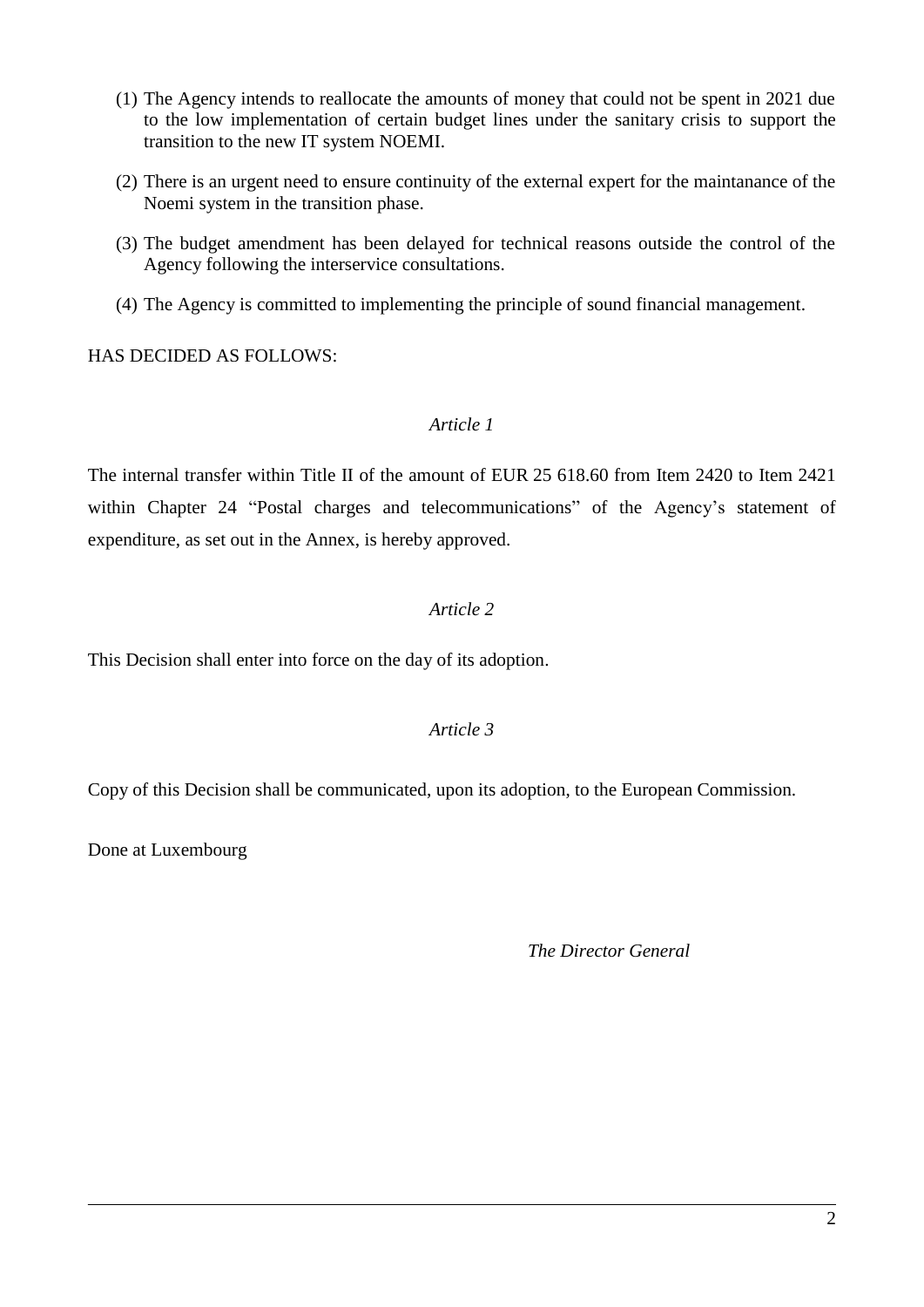(1) The Agency intends to reallocate the amounts of money that could not be spent in 2021 due to the low implementation of certain budget lines under the sanitary crisis to support the transition to the new IT system NOEMI.

(2) There is an urgent need to ensure continuity of the external expert for the maintanance of the Noemi system in the transition phase.

(3) The budget amendment has been delayed for technical reasons outside the control of the Agency following the interservice consultations.

(4) The Agency is committed to implementing the principle of sound financial management.

HAS DECIDED AS FOLLOWS:

*Article 1*

The internal transfer within Title II of the amount of EUR 25 618.60 from Item 2420 to Item 2421 within Chapter 24 "Postal charges and telecommunications" of the Agency's statement of expenditure, as set out in the Annex, is hereby approved.

*Article 2*

This Decision shall enter into force on the day of its adoption.

*Article 3*

Copy of this Decision shall be communicated, upon its adoption, to the European Commission.

Done at Luxembourg

*The Director General*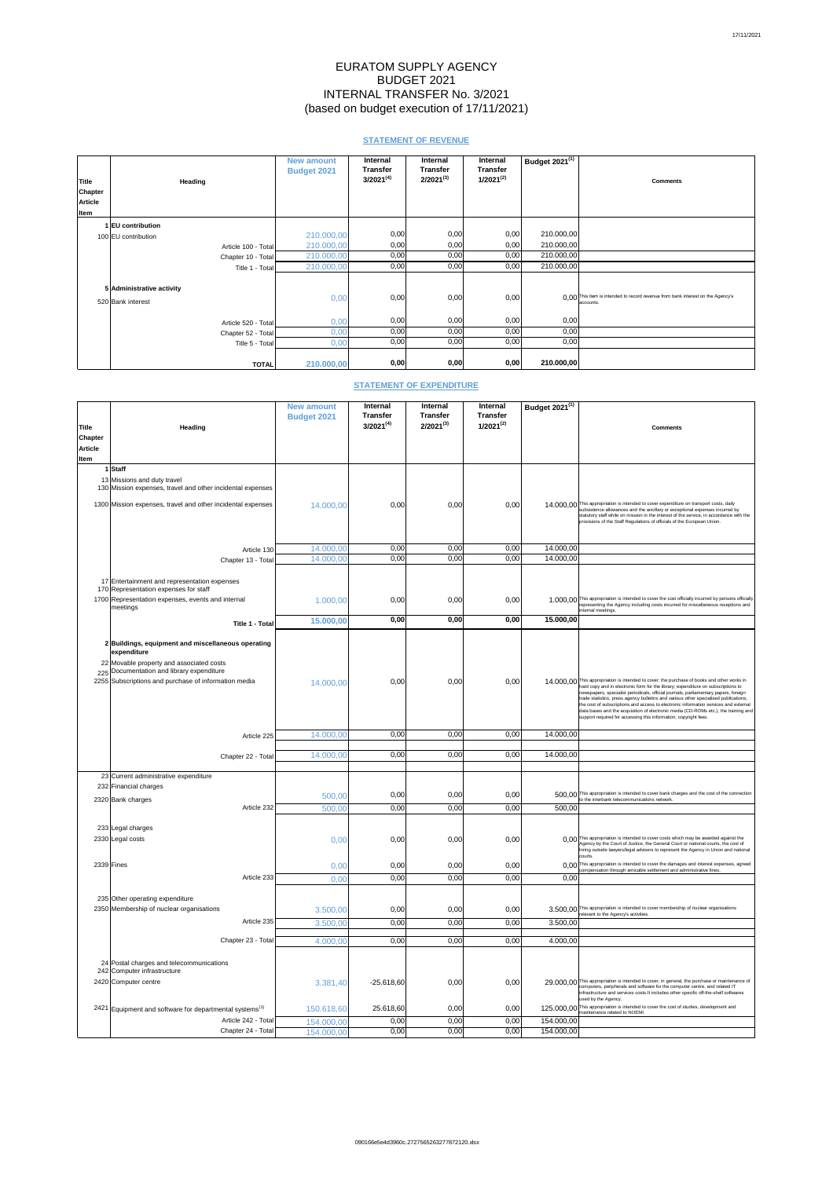# EURATOM SUPPLY AGENCY
## BUDGET 2021
## INTERNAL TRANSFER No. 3/2021
## (based on budget execution of 17/11/2021)

### STATEMENT OF REVENUE

| Title Chapter Article Item | Heading | New amount Budget 2021 | Internal Transfer 3/2021[4] | Internal Transfer 2/2021[3] | Internal Transfer 1/2021[2] | Budget 2021[1] | Comments |
|---|---|---|---|---|---|---|---|
| 1 | **EU contribution** | | | | | | |
| 100 | EU contribution | 210.000,00 | 0,00 | 0,00 | 0,00 | 210.000,00 | |
| | Article 100 - Total | 210.000,00 | 0,00 | 0,00 | 0,00 | 210.000,00 | |
| | Chapter 10 - Total | 210.000,00 | 0,00 | 0,00 | 0,00 | 210.000,00 | |
| | Title 1 - Total | 210.000,00 | 0,00 | 0,00 | 0,00 | 210.000,00 | |
| 5 | **Administrative activity** | | | | | | |
| 520 | Bank interest | 0,00 | 0,00 | 0,00 | 0,00 | 0,00 | This item is intended to record revenue from bank interest on the Agency's accounts. |
| | Article 520 - Total | 0,00 | 0,00 | 0,00 | 0,00 | 0,00 | |
| | Chapter 52 - Total | 0,00 | 0,00 | 0,00 | 0,00 | 0,00 | |
| | Title 5 - Total | 0,00 | 0,00 | 0,00 | 0,00 | 0,00 | |
| | **TOTAL** | **210.000,00** | **0,00** | **0,00** | **0,00** | **210.000,00** | |

### STATEMENT OF EXPENDITURE

| Title Chapter Article Item | Heading | New amount Budget 2021 | Internal Transfer 3/2021[4] | Internal Transfer 2/2021[3] | Internal Transfer 1/2021[2] | Budget 2021[1] | Comments |
|---|---|---|---|---|---|---|---|
| 1 | **Staff** | | | | | | |
| 13 | Missions and duty travel | | | | | | |
| 130 | Mission expenses, travel and other incidental expenses | | | | | | |
| 1300 | Mission expenses, travel and other incidental expenses | 14.000,00 | 0,00 | 0,00 | 0,00 | 14.000,00 | This appropriation is intended to cover expenditure on transport costs, daily subsistence allowances and the ancillary or exceptional expenses incurred by statutory staff while on mission in the interest of the service, in accordance with the provisions of the Staff Regulations of officials of the European Union. |
| | Article 130 | 14.000,00 | 0,00 | 0,00 | 0,00 | 14.000,00 | |
| | Chapter 13 - Total | 14.000,00 | 0,00 | 0,00 | 0,00 | 14.000,00 | |
| 17 | Entertainment and representation expenses | | | | | | |
| 170 | Representation expenses for staff | | | | | | |
| 1700 | Representation expenses, events and internal meetings | 1.000,00 | 0,00 | 0,00 | 0,00 | 1.000,00 | This appropriation is intended to cover the cost officially incurred by persons officially representing the Agency including costs incurred for miscellaneous receptions and internal meetings. |
| | **Title 1 - Total** | **15.000,00** | **0,00** | **0,00** | **0,00** | **15.000,00** | |
| 2 | **Buildings, equipment and miscellaneous operating expenditure** | | | | | | |
| 22 | Movable property and associated costs | | | | | | |
| 225 | Documentation and library expenditure | | | | | | |
| 2255 | Subscriptions and purchase of information media | 14.000,00 | 0,00 | 0,00 | 0,00 | 14.000,00 | This appropriation is intended to cover: the purchase of books and other works in hard copy and in electronic form for the library; expenditure on subscriptions to newspapers, specialist periodicals, official journals, parliamentary papers, foreign trade statistics, press agency bulletins and various other specialised publications; the cost of subscriptions and access to electronic information services and external data bases and the acquisition of electronic media (CD-ROMs etc.); the training and support required for accessing this information; copyright fees. |
| | Article 225 | 14.000,00 | 0,00 | 0,00 | 0,00 | 14.000,00 | |
| | Chapter 22 - Total | 14.000,00 | 0,00 | 0,00 | 0,00 | 14.000,00 | |
| 23 | Current administrative expenditure | | | | | | |
| 232 | Financial charges | | | | | | |
| 2320 | Bank charges | 500,00 | 0,00 | 0,00 | 0,00 | 500,00 | This appropriation is intended to cover bank charges and the cost of the connection to the interbank telecommunications network. |
| | Article 232 | 500,00 | 0,00 | 0,00 | 0,00 | 500,00 | |
| 233 | Legal charges | | | | | | |
| 2330 | Legal costs | 0,00 | 0,00 | 0,00 | 0,00 | 0,00 | This appropriation is intended to cover costs which may be awarded against the Agency by the Court of Justice, the General Court or national courts, the cost of hiring outside lawyers/legal advisers to represent the Agency in Union and national courts. |
| 2339 | Fines | 0,00 | 0,00 | 0,00 | 0,00 | 0,00 | This appropriation is intended to cover the damages and interest expenses, agreed compensation through amicable settlement and administrative fines. |
| | Article 233 | 0,00 | 0,00 | 0,00 | 0,00 | 0,00 | |
| 235 | Other operating expenditure | | | | | | |
| 2350 | Membership of nuclear organisations | 3.500,00 | 0,00 | 0,00 | 0,00 | 3.500,00 | This appropriation is intended to cover membership of nuclear organisations relevant to the Agency's activities. |
| | Article 235 | 3.500,00 | 0,00 | 0,00 | 0,00 | 3.500,00 | |
| | Chapter 23 - Total | 4.000,00 | 0,00 | 0,00 | 0,00 | 4.000,00 | |
| 24 | Postal charges and telecommunications | | | | | | |
| 242 | Computer infrastructure | | | | | | |
| 2420 | Computer centre | 3.381,40 | -25.618,60 | 0,00 | 0,00 | 29.000,00 | This appropriation is intended to cover, in general, the purchase or maintenance of computers, peripherals and software for the computer centre, and related IT infrastructure and services costs.It includes other specific off-the-shelf softwares used by the Agency. |
| 2421 | Equipment and software for departmental systems[1] | 150.618,60 | 25.618,60 | 0,00 | 0,00 | 125.000,00 | This appropriation is intended to cover the cost of studies, development and maintenance related to NOEMI. |
| | Article 242 - Total | 154.000,00 | 0,00 | 0,00 | 0,00 | 154.000,00 | |
| | Chapter 24 - Total | 154.000,00 | 0,00 | 0,00 | 0,00 | 154.000,00 | |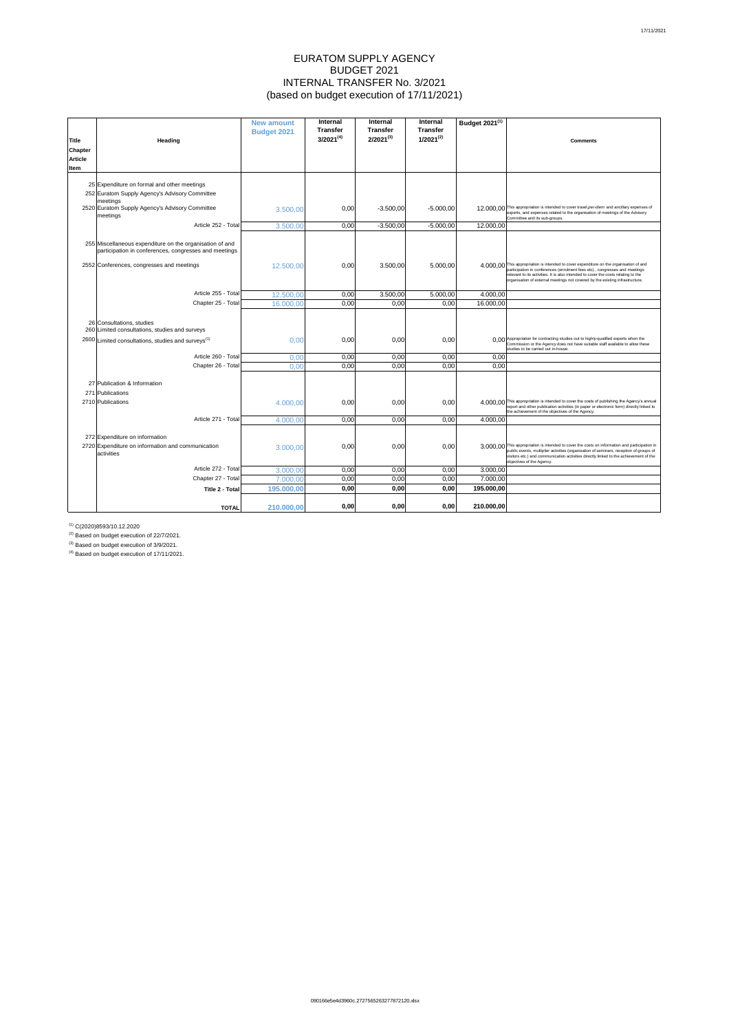# EURATOM SUPPLY AGENCY
## BUDGET 2021
## INTERNAL TRANSFER No. 3/2021
## (based on budget execution of 17/11/2021)

| Title Chapter Article Item | Heading | New amount Budget 2021 | Internal Transfer 3/2021[4] | Internal Transfer 2/2021[3] | Internal Transfer 1/2021[2] | Budget 2021[1] | Comments |
|---|---|---|---|---|---|---|---|
| 25 | Expenditure on formal and other meetings | | | | | | |
| 252 | Euratom Supply Agency's Advisory Committee meetings | | | | | | |
| 2520 | Euratom Supply Agency's Advisory Committee meetings | 3.500,00 | 0,00 | -3.500,00 | -5.000,00 | 12.000,00 | This appropriation is intended to cover travel,*per-diem* and ancillary expenses of experts, and expenses related to the organisation of meetings of the Advisory Committee and its sub-groups. |
| | Article 252 - Total | 3.500,00 | 0,00 | -3.500,00 | -5.000,00 | 12.000,00 | |
| 255 | Miscellaneous expenditure on the organisation of and participation in conferences, congresses and meetings | | | | | | |
| 2552 | Conferences, congresses and meetings | 12.500,00 | 0,00 | 3.500,00 | 5.000,00 | 4.000,00 | This appropriation is intended to cover expenditure on the organisation of and participation in conferences (enrolment fees etc)., congresses and meetings relevant to its activities. It is also intended to cover the costs relating to the organisation of external meetings not covered by the existing infrastructure. |
| | Article 255 - Total | 12.500,00 | 0,00 | 3.500,00 | 5.000,00 | 4.000,00 | |
| | Chapter 25 - Total | 16.000,00 | 0,00 | 0,00 | 0,00 | 16.000,00 | |
| 26 | Consultations, studies | | | | | | |
| 260 | Limited consultations, studies and surveys | | | | | | |
| 2600 | Limited consultations, studies and surveys[1] | 0,00 | 0,00 | 0,00 | 0,00 | 0,00 | Appropriation for contracting studies out to highly-qualified experts when the Commission or the Agency does not have suitable staff available to allow these studies to be carried out in-house. |
| | Article 260 - Total | 0,00 | 0,00 | 0,00 | 0,00 | 0,00 | |
| | Chapter 26 - Total | 0,00 | 0,00 | 0,00 | 0,00 | 0,00 | |
| 27 | Publication & Information | | | | | | |
| 271 | Publications | | | | | | |
| 2710 | Publications | 4.000,00 | 0,00 | 0,00 | 0,00 | 4.000,00 | This appropriation is intended to cover the costs of publishing the Agency's annual report and other publication activities (in paper or electronic form) directly linked to the achievement of the objectives of the Agency. |
| | Article 271 - Total | 4.000,00 | 0,00 | 0,00 | 0,00 | 4.000,00 | |
| 272 | Expenditure on information | | | | | | |
| 2720 | Expenditure on information and communication activities | 3.000,00 | 0,00 | 0,00 | 0,00 | 3.000,00 | This appropriation is intended to cover the costs on information and participation in public events, multiplier activities (organisation of seminars, reception of groups of visitors etc.) and communication activities directly linked to the achievement of the objectives of the Agency. |
| | Article 272 - Total | 3.000,00 | 0,00 | 0,00 | 0,00 | 3.000,00 | |
| | Chapter 27 - Total | 7.000,00 | 0,00 | 0,00 | 0,00 | 7.000,00 | |
| | **Title 2 - Total** | **195.000,00** | **0,00** | **0,00** | **0,00** | **195.000,00** | |
| | **TOTAL** | **210.000,00** | **0,00** | **0,00** | **0,00** | **210.000,00** | |

[1] C(2020)8593/10.12.2020

[2] Based on budget execution of 22/7/2021.

[3] Based on budget execution of 3/9/2021.

[4] Based on budget execution of 17/11/2021.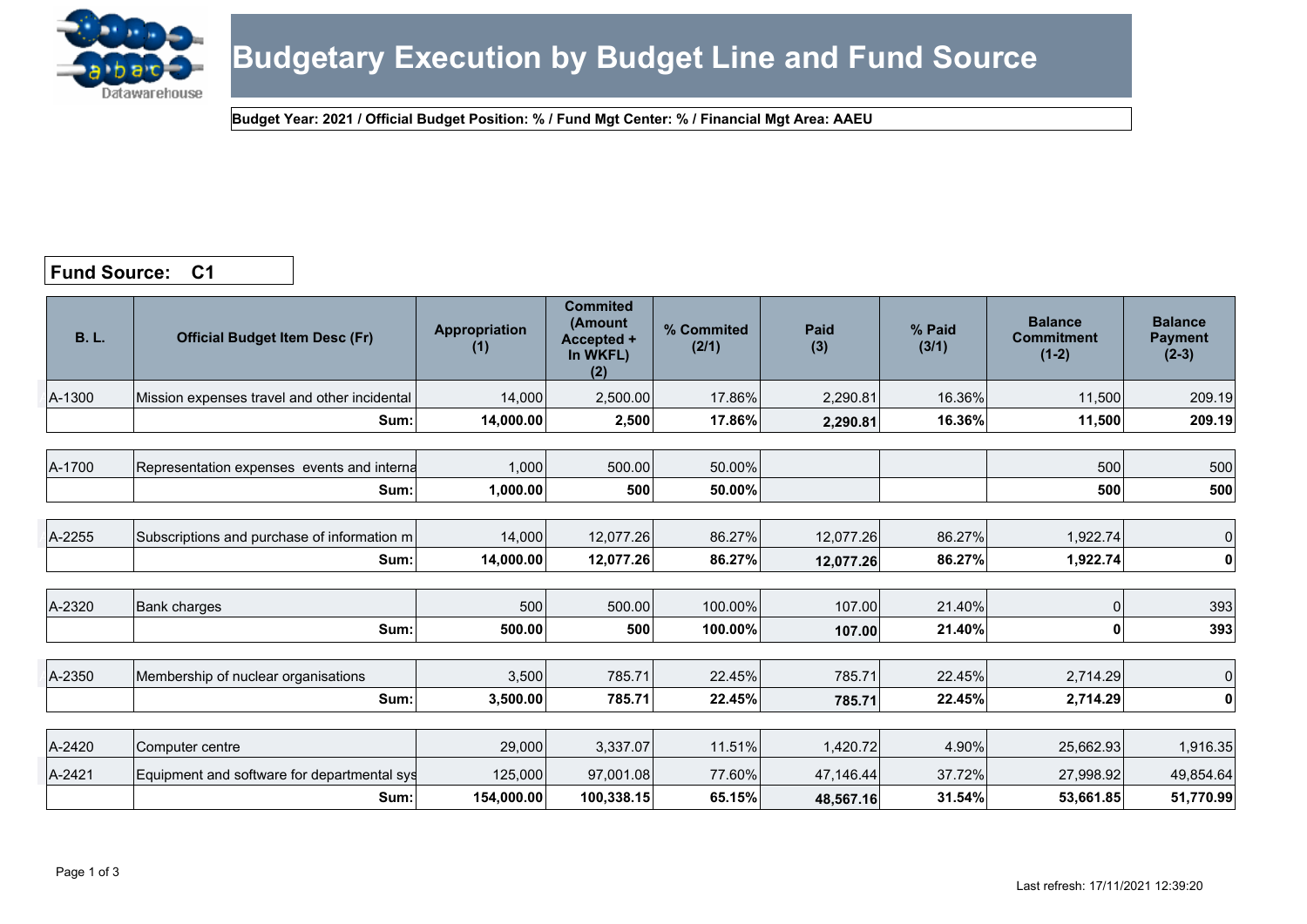# Budgetary Execution by Budget Line and Fund Source

**Budget Year: 2021 / Official Budget Position: % / Fund Mgt Center: % / Financial Mgt Area: AAEU**

**Fund Source: C1**

| B. L. | Official Budget Item Desc (Fr) | Appropriation (1) | Commited (Amount Accepted + In WKFL) (2) | % Commited (2/1) | Paid (3) | % Paid (3/1) | Balance Commitment (1-2) | Balance Payment (2-3) |
|---|---|---|---|---|---|---|---|---|
| A-1300 | Mission expenses travel and other incidental | 14,000 | 2,500.00 | 17.86% | 2,290.81 | 16.36% | 11,500 | 209.19 |
| | **Sum:** | **14,000.00** | **2,500** | **17.86%** | **2,290.81** | **16.36%** | **11,500** | **209.19** |
| A-1700 | Representation expenses events and interna | 1,000 | 500.00 | 50.00% | | | 500 | 500 |
| | **Sum:** | **1,000.00** | **500** | **50.00%** | | | **500** | **500** |
| A-2255 | Subscriptions and purchase of information m | 14,000 | 12,077.26 | 86.27% | 12,077.26 | 86.27% | 1,922.74 | 0 |
| | **Sum:** | **14,000.00** | **12,077.26** | **86.27%** | **12,077.26** | **86.27%** | **1,922.74** | **0** |
| A-2320 | Bank charges | 500 | 500.00 | 100.00% | 107.00 | 21.40% | 0 | 393 |
| | **Sum:** | **500.00** | **500** | **100.00%** | **107.00** | **21.40%** | **0** | **393** |
| A-2350 | Membership of nuclear organisations | 3,500 | 785.71 | 22.45% | 785.71 | 22.45% | 2,714.29 | 0 |
| | **Sum:** | **3,500.00** | **785.71** | **22.45%** | **785.71** | **22.45%** | **2,714.29** | **0** |
| A-2420 | Computer centre | 29,000 | 3,337.07 | 11.51% | 1,420.72 | 4.90% | 25,662.93 | 1,916.35 |
| A-2421 | Equipment and software for departmental sys | 125,000 | 97,001.08 | 77.60% | 47,146.44 | 37.72% | 27,998.92 | 49,854.64 |
| | **Sum:** | **154,000.00** | **100,338.15** | **65.15%** | **48,567.16** | **31.54%** | **53,661.85** | **51,770.99** |

Last refresh: 17/11/2021 12:39:20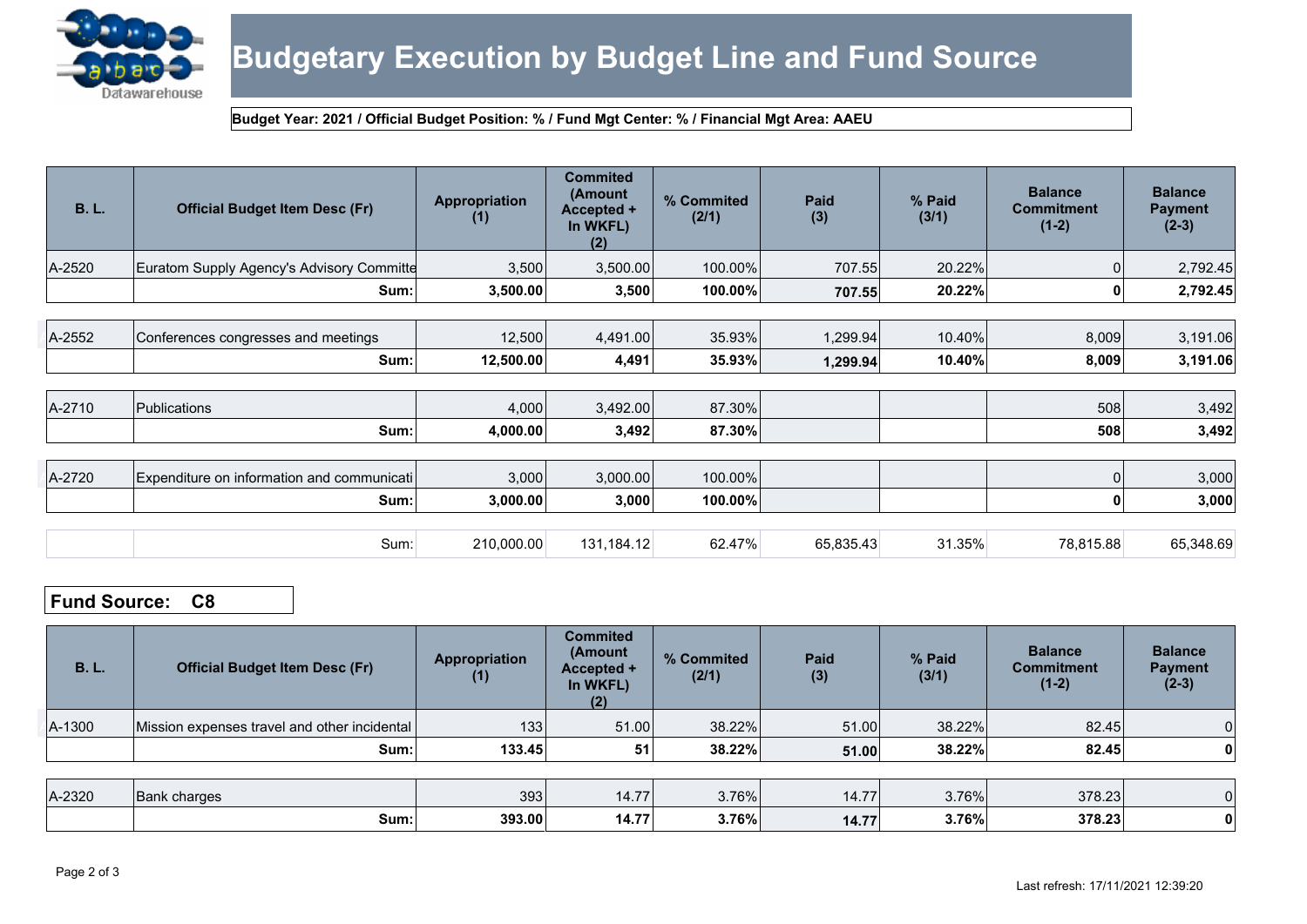# Budgetary Execution by Budget Line and Fund Source

**Budget Year: 2021 / Official Budget Position: % / Fund Mgt Center: % / Financial Mgt Area: AAEU**

| B. L. | Official Budget Item Desc (Fr) | Appropriation (1) | Commited (Amount Accepted + In WKFL) (2) | % Commited (2/1) | Paid (3) | % Paid (3/1) | Balance Commitment (1-2) | Balance Payment (2-3) |
|---|---|---|---|---|---|---|---|---|
| A-2520 | Euratom Supply Agency's Advisory Committe | 3,500 | 3,500.00 | 100.00% | 707.55 | 20.22% | 0 | 2,792.45 |
| | **Sum:** | **3,500.00** | **3,500** | **100.00%** | **707.55** | **20.22%** | **0** | **2,792.45** |
| A-2552 | Conferences congresses and meetings | 12,500 | 4,491.00 | 35.93% | 1,299.94 | 10.40% | 8,009 | 3,191.06 |
| | **Sum:** | **12,500.00** | **4,491** | **35.93%** | **1,299.94** | **10.40%** | **8,009** | **3,191.06** |
| A-2710 | Publications | 4,000 | 3,492.00 | 87.30% | | | 508 | 3,492 |
| | **Sum:** | **4,000.00** | **3,492** | **87.30%** | | | **508** | **3,492** |
| A-2720 | Expenditure on information and communicati | 3,000 | 3,000.00 | 100.00% | | | 0 | 3,000 |
| | **Sum:** | **3,000.00** | **3,000** | **100.00%** | | | **0** | **3,000** |
| | Sum: | 210,000.00 | 131,184.12 | 62.47% | 65,835.43 | 31.35% | 78,815.88 | 65,348.69 |

## Fund Source: C8

| B. L. | Official Budget Item Desc (Fr) | Appropriation (1) | Commited (Amount Accepted + In WKFL) (2) | % Commited (2/1) | Paid (3) | % Paid (3/1) | Balance Commitment (1-2) | Balance Payment (2-3) |
|---|---|---|---|---|---|---|---|---|
| A-1300 | Mission expenses travel and other incidental | 133 | 51.00 | 38.22% | 51.00 | 38.22% | 82.45 | 0 |
| | **Sum:** | **133.45** | **51** | **38.22%** | **51.00** | **38.22%** | **82.45** | **0** |
| A-2320 | Bank charges | 393 | 14.77 | 3.76% | 14.77 | 3.76% | 378.23 | 0 |
| | **Sum:** | **393.00** | **14.77** | **3.76%** | **14.77** | **3.76%** | **378.23** | **0** |

Last refresh: 17/11/2021 12:39:20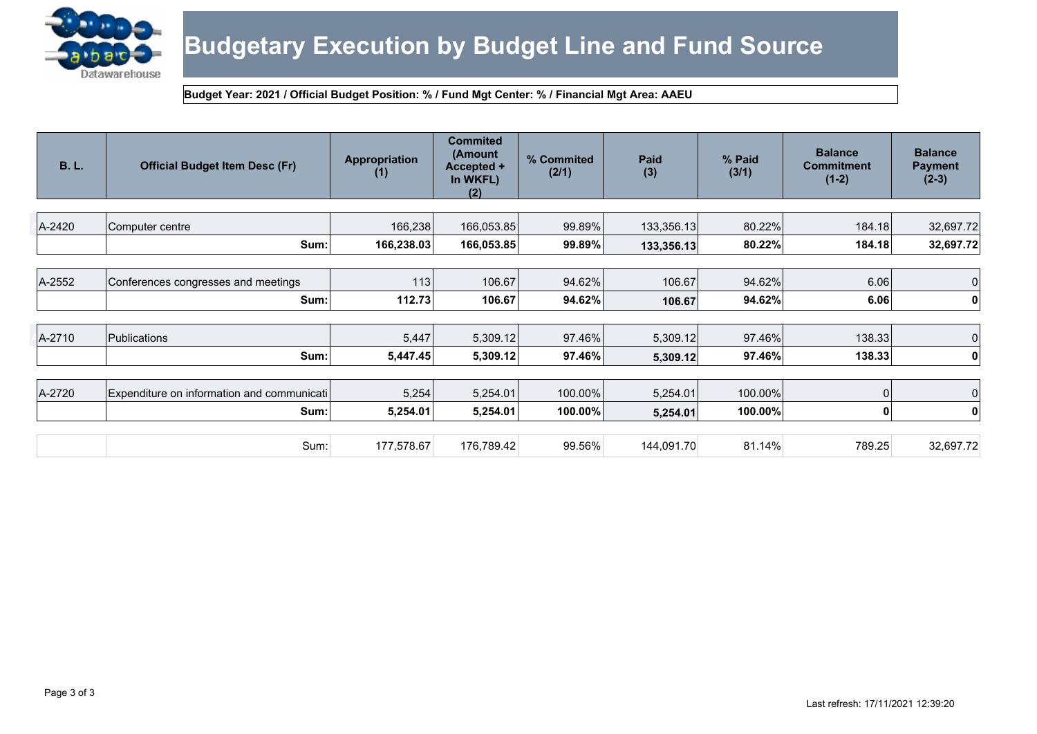# Budgetary Execution by Budget Line and Fund Source

**Budget Year: 2021 / Official Budget Position: % / Fund Mgt Center: % / Financial Mgt Area: AAEU**

| B. L. | Official Budget Item Desc (Fr) | Appropriation (1) | Commited (Amount Accepted + In WKFL) (2) | % Commited (2/1) | Paid (3) | % Paid (3/1) | Balance Commitment (1-2) | Balance Payment (2-3) |
|---|---|---|---|---|---|---|---|---|
| A-2420 | Computer centre | 166,238 | 166,053.85 | 99.89% | 133,356.13 | 80.22% | 184.18 | 32,697.72 |
| | **Sum:** | **166,238.03** | **166,053.85** | **99.89%** | **133,356.13** | **80.22%** | **184.18** | **32,697.72** |
| A-2552 | Conferences congresses and meetings | 113 | 106.67 | 94.62% | 106.67 | 94.62% | 6.06 | 0 |
| | **Sum:** | **112.73** | **106.67** | **94.62%** | **106.67** | **94.62%** | **6.06** | **0** |
| A-2710 | Publications | 5,447 | 5,309.12 | 97.46% | 5,309.12 | 97.46% | 138.33 | 0 |
| | **Sum:** | **5,447.45** | **5,309.12** | **97.46%** | **5,309.12** | **97.46%** | **138.33** | **0** |
| A-2720 | Expenditure on information and communicati | 5,254 | 5,254.01 | 100.00% | 5,254.01 | 100.00% | 0 | 0 |
| | **Sum:** | **5,254.01** | **5,254.01** | **100.00%** | **5,254.01** | **100.00%** | **0** | **0** |
| | Sum: | 177,578.67 | 176,789.42 | 99.56% | 144,091.70 | 81.14% | 789.25 | 32,697.72 |

Last refresh: 17/11/2021 12:39:20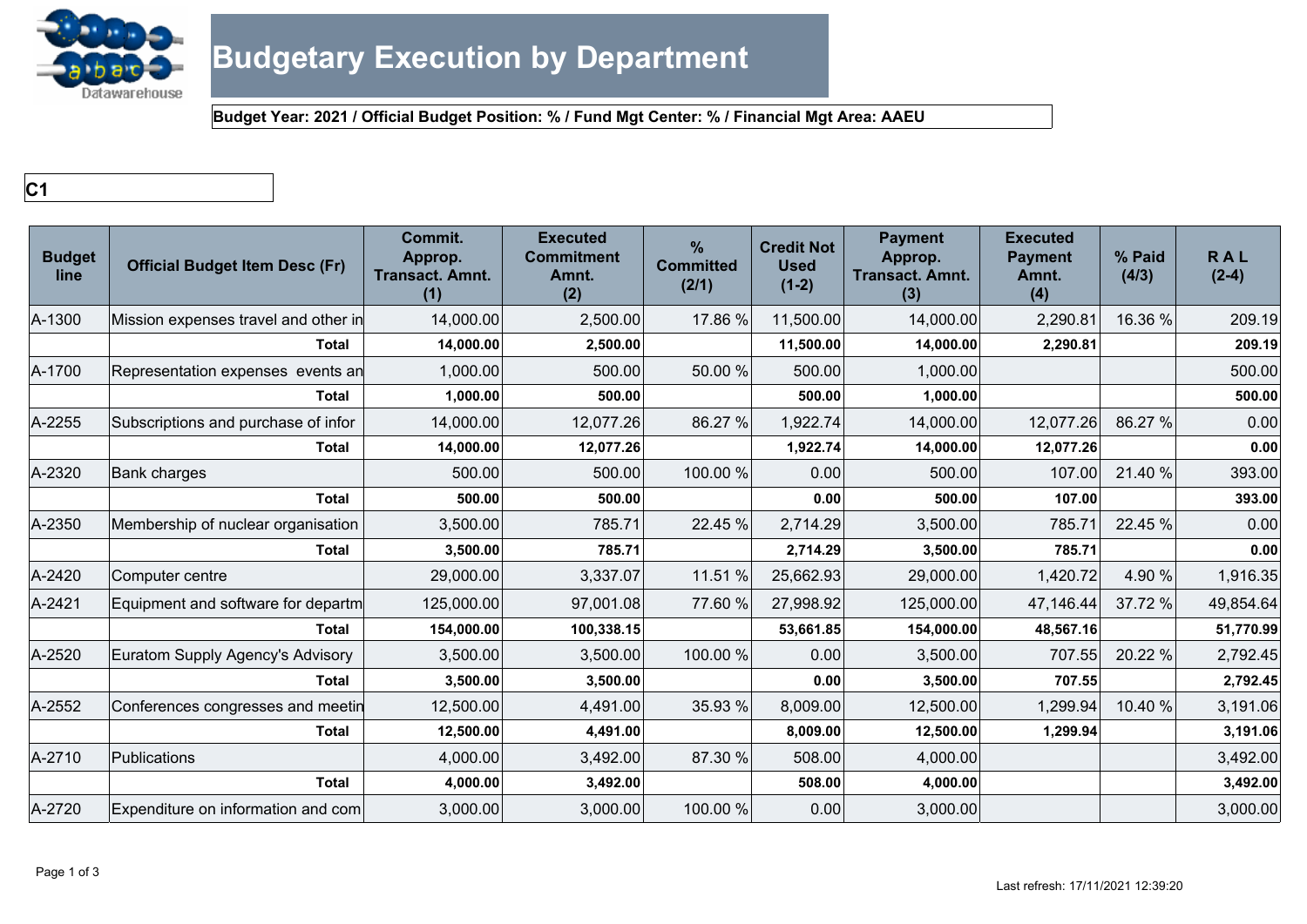# Budgetary Execution by Department

**Budget Year: 2021 / Official Budget Position: % / Fund Mgt Center: % / Financial Mgt Area: AAEU**

**C1**

| Budget line | Official Budget Item Desc (Fr) | Commit. Approp. Transact. Amnt. (1) | Executed Commitment Amnt. (2) | % Committed (2/1) | Credit Not Used (1-2) | Payment Approp. Transact. Amnt. (3) | Executed Payment Amnt. (4) | % Paid (4/3) | R A L (2-4) |
|---|---|---|---|---|---|---|---|---|---|
| A-1300 | Mission expenses travel and other in | 14,000.00 | 2,500.00 | 17.86 % | 11,500.00 | 14,000.00 | 2,290.81 | 16.36 % | 209.19 |
| | **Total** | **14,000.00** | **2,500.00** | | **11,500.00** | **14,000.00** | **2,290.81** | | **209.19** |
| A-1700 | Representation expenses events an | 1,000.00 | 500.00 | 50.00 % | 500.00 | 1,000.00 | | | 500.00 |
| | **Total** | **1,000.00** | **500.00** | | **500.00** | **1,000.00** | | | **500.00** |
| A-2255 | Subscriptions and purchase of infor | 14,000.00 | 12,077.26 | 86.27 % | 1,922.74 | 14,000.00 | 12,077.26 | 86.27 % | 0.00 |
| | **Total** | **14,000.00** | **12,077.26** | | **1,922.74** | **14,000.00** | **12,077.26** | | **0.00** |
| A-2320 | Bank charges | 500.00 | 500.00 | 100.00 % | 0.00 | 500.00 | 107.00 | 21.40 % | 393.00 |
| | **Total** | **500.00** | **500.00** | | **0.00** | **500.00** | **107.00** | | **393.00** |
| A-2350 | Membership of nuclear organisation | 3,500.00 | 785.71 | 22.45 % | 2,714.29 | 3,500.00 | 785.71 | 22.45 % | 0.00 |
| | **Total** | **3,500.00** | **785.71** | | **2,714.29** | **3,500.00** | **785.71** | | **0.00** |
| A-2420 | Computer centre | 29,000.00 | 3,337.07 | 11.51 % | 25,662.93 | 29,000.00 | 1,420.72 | 4.90 % | 1,916.35 |
| A-2421 | Equipment and software for departm | 125,000.00 | 97,001.08 | 77.60 % | 27,998.92 | 125,000.00 | 47,146.44 | 37.72 % | 49,854.64 |
| | **Total** | **154,000.00** | **100,338.15** | | **53,661.85** | **154,000.00** | **48,567.16** | | **51,770.99** |
| A-2520 | Euratom Supply Agency's Advisory | 3,500.00 | 3,500.00 | 100.00 % | 0.00 | 3,500.00 | 707.55 | 20.22 % | 2,792.45 |
| | **Total** | **3,500.00** | **3,500.00** | | **0.00** | **3,500.00** | **707.55** | | **2,792.45** |
| A-2552 | Conferences congresses and meetin | 12,500.00 | 4,491.00 | 35.93 % | 8,009.00 | 12,500.00 | 1,299.94 | 10.40 % | 3,191.06 |
| | **Total** | **12,500.00** | **4,491.00** | | **8,009.00** | **12,500.00** | **1,299.94** | | **3,191.06** |
| A-2710 | Publications | 4,000.00 | 3,492.00 | 87.30 % | 508.00 | 4,000.00 | | | 3,492.00 |
| | **Total** | **4,000.00** | **3,492.00** | | **508.00** | **4,000.00** | | | **3,492.00** |
| A-2720 | Expenditure on information and com | 3,000.00 | 3,000.00 | 100.00 % | 0.00 | 3,000.00 | | | 3,000.00 |

Last refresh: 17/11/2021 12:39:20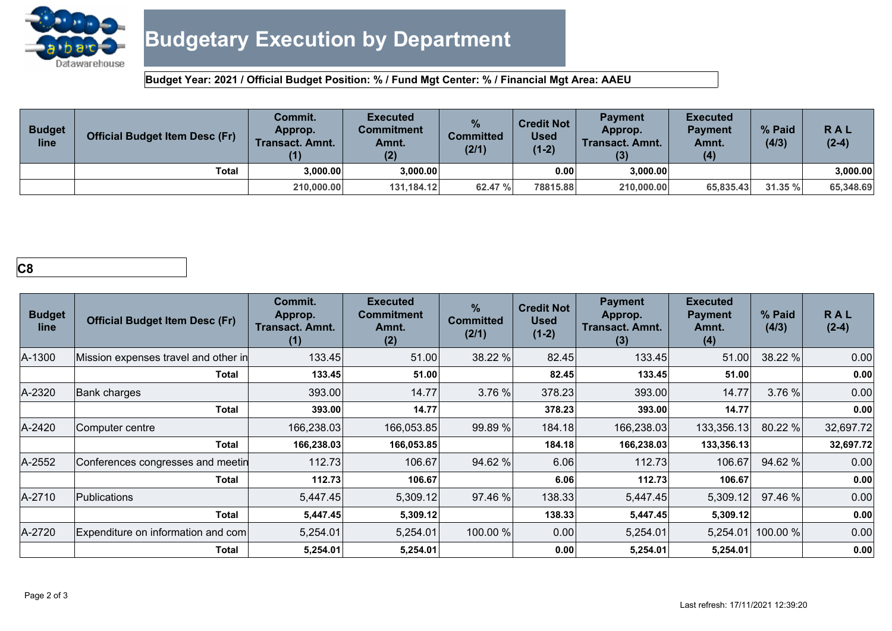# Budgetary Execution by Department

**Budget Year: 2021 / Official Budget Position: % / Fund Mgt Center: % / Financial Mgt Area: AAEU**

| Budget line | Official Budget Item Desc (Fr) | Commit. Approp. Transact. Amnt. (1) | Executed Commitment Amnt. (2) | % Committed (2/1) | Credit Not Used (1-2) | Payment Approp. Transact. Amnt. (3) | Executed Payment Amnt. (4) | % Paid (4/3) | R A L (2-4) |
|---|---|---|---|---|---|---|---|---|---|
| | **Total** | **3,000.00** | **3,000.00** | | **0.00** | **3,000.00** | | | **3,000.00** |
| | | **210,000.00** | **131,184.12** | **62.47 %** | **78815.88** | **210,000.00** | **65,835.43** | **31.35 %** | **65,348.69** |

**C8**

| Budget line | Official Budget Item Desc (Fr) | Commit. Approp. Transact. Amnt. (1) | Executed Commitment Amnt. (2) | % Committed (2/1) | Credit Not Used (1-2) | Payment Approp. Transact. Amnt. (3) | Executed Payment Amnt. (4) | % Paid (4/3) | R A L (2-4) |
|---|---|---|---|---|---|---|---|---|---|
| A-1300 | Mission expenses travel and other in | 133.45 | 51.00 | 38.22 % | 82.45 | 133.45 | 51.00 | 38.22 % | 0.00 |
| | **Total** | **133.45** | **51.00** | | **82.45** | **133.45** | **51.00** | | **0.00** |
| A-2320 | Bank charges | 393.00 | 14.77 | 3.76 % | 378.23 | 393.00 | 14.77 | 3.76 % | 0.00 |
| | **Total** | **393.00** | **14.77** | | **378.23** | **393.00** | **14.77** | | **0.00** |
| A-2420 | Computer centre | 166,238.03 | 166,053.85 | 99.89 % | 184.18 | 166,238.03 | 133,356.13 | 80.22 % | 32,697.72 |
| | **Total** | **166,238.03** | **166,053.85** | | **184.18** | **166,238.03** | **133,356.13** | | **32,697.72** |
| A-2552 | Conferences congresses and meetin | 112.73 | 106.67 | 94.62 % | 6.06 | 112.73 | 106.67 | 94.62 % | 0.00 |
| | **Total** | **112.73** | **106.67** | | **6.06** | **112.73** | **106.67** | | **0.00** |
| A-2710 | Publications | 5,447.45 | 5,309.12 | 97.46 % | 138.33 | 5,447.45 | 5,309.12 | 97.46 % | 0.00 |
| | **Total** | **5,447.45** | **5,309.12** | | **138.33** | **5,447.45** | **5,309.12** | | **0.00** |
| A-2720 | Expenditure on information and com | 5,254.01 | 5,254.01 | 100.00 % | 0.00 | 5,254.01 | 5,254.01 | 100.00 % | 0.00 |
| | **Total** | **5,254.01** | **5,254.01** | | **0.00** | **5,254.01** | **5,254.01** | | **0.00** |

Last refresh: 17/11/2021 12:39:20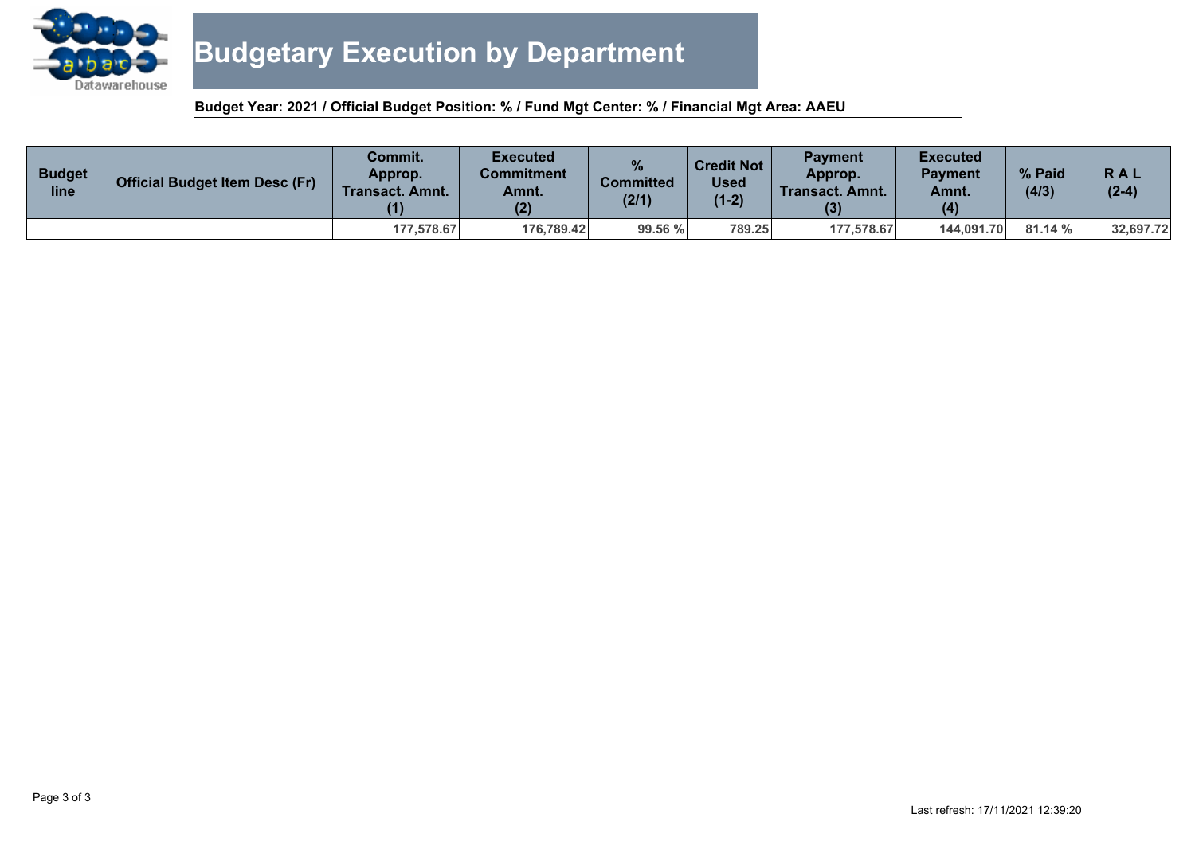# Budgetary Execution by Department

**Budget Year: 2021 / Official Budget Position: % / Fund Mgt Center: % / Financial Mgt Area: AAEU**

| Budget line | Official Budget Item Desc (Fr) | Commit. Approp. Transact. Amnt. (1) | Executed Commitment Amnt. (2) | % Committed (2/1) | Credit Not Used (1-2) | Payment Approp. Transact. Amnt. (3) | Executed Payment Amnt. (4) | % Paid (4/3) | R A L (2-4) |
|---|---|---|---|---|---|---|---|---|---|
| | | 177,578.67 | 176,789.42 | 99.56 % | 789.25 | 177,578.67 | 144,091.70 | 81.14 % | 32,697.72 |

Last refresh: 17/11/2021 12:39:20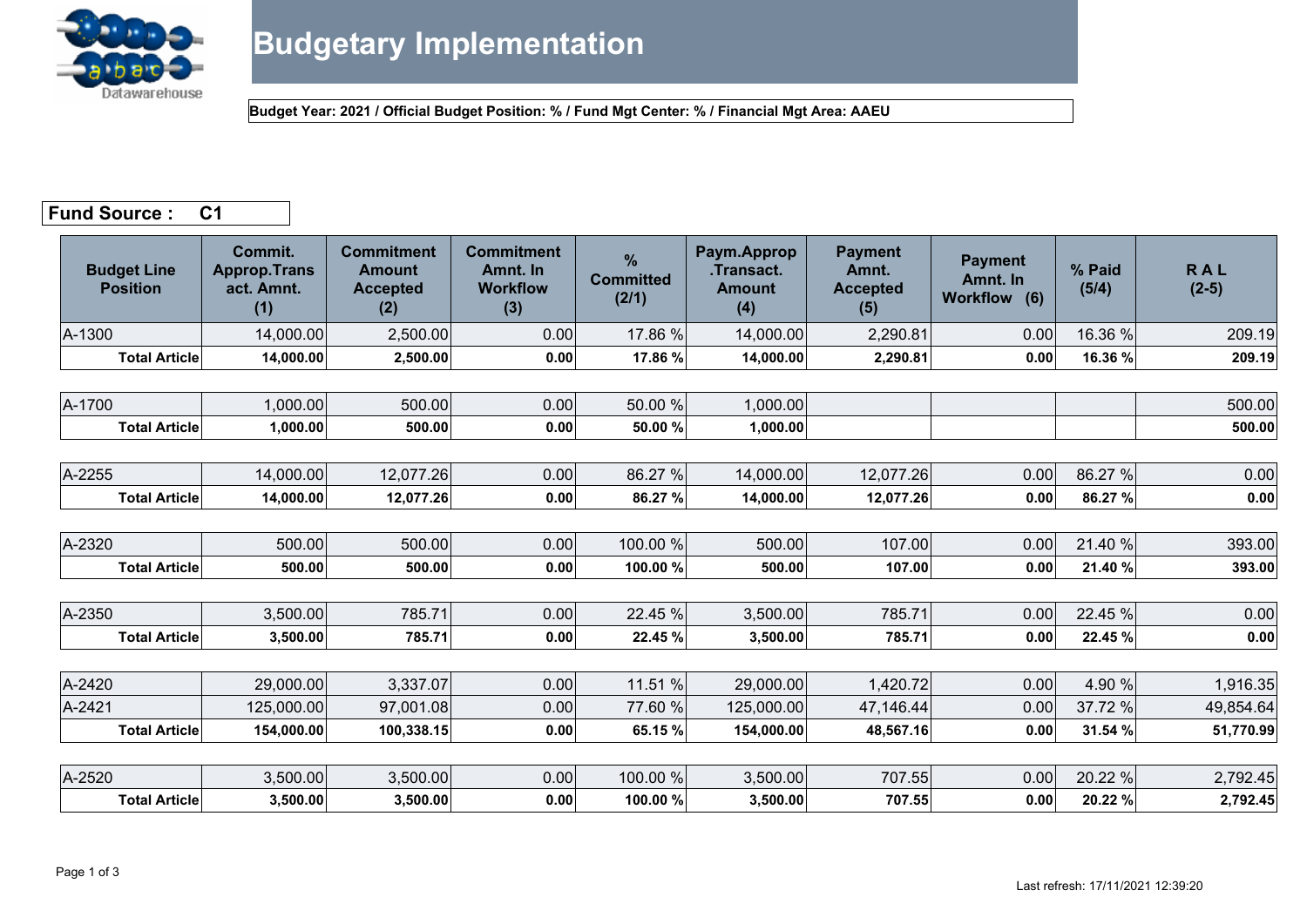# Budgetary Implementation

**Budget Year: 2021 / Official Budget Position: % / Fund Mgt Center: % / Financial Mgt Area: AAEU**

**Fund Source : C1**

| Budget Line Position | Commit. Approp.Transact. Amnt. (1) | Commitment Amount Accepted (2) | Commitment Amnt. In Workflow (3) | % Committed (2/1) | Paym.Approp .Transact. Amount (4) | Payment Amnt. Accepted (5) | Payment Amnt. In Workflow (6) | % Paid (5/4) | R A L (2-5) |
|---|---|---|---|---|---|---|---|---|---|
| A-1300 | 14,000.00 | 2,500.00 | 0.00 | 17.86 % | 14,000.00 | 2,290.81 | 0.00 | 16.36 % | 209.19 |
| **Total Article** | **14,000.00** | **2,500.00** | **0.00** | **17.86 %** | **14,000.00** | **2,290.81** | **0.00** | **16.36 %** | **209.19** |
| A-1700 | 1,000.00 | 500.00 | 0.00 | 50.00 % | 1,000.00 | | | | 500.00 |
| **Total Article** | **1,000.00** | **500.00** | **0.00** | **50.00 %** | **1,000.00** | | | | **500.00** |
| A-2255 | 14,000.00 | 12,077.26 | 0.00 | 86.27 % | 14,000.00 | 12,077.26 | 0.00 | 86.27 % | 0.00 |
| **Total Article** | **14,000.00** | **12,077.26** | **0.00** | **86.27 %** | **14,000.00** | **12,077.26** | **0.00** | **86.27 %** | **0.00** |
| A-2320 | 500.00 | 500.00 | 0.00 | 100.00 % | 500.00 | 107.00 | 0.00 | 21.40 % | 393.00 |
| **Total Article** | **500.00** | **500.00** | **0.00** | **100.00 %** | **500.00** | **107.00** | **0.00** | **21.40 %** | **393.00** |
| A-2350 | 3,500.00 | 785.71 | 0.00 | 22.45 % | 3,500.00 | 785.71 | 0.00 | 22.45 % | 0.00 |
| **Total Article** | **3,500.00** | **785.71** | **0.00** | **22.45 %** | **3,500.00** | **785.71** | **0.00** | **22.45 %** | **0.00** |
| A-2420 | 29,000.00 | 3,337.07 | 0.00 | 11.51 % | 29,000.00 | 1,420.72 | 0.00 | 4.90 % | 1,916.35 |
| A-2421 | 125,000.00 | 97,001.08 | 0.00 | 77.60 % | 125,000.00 | 47,146.44 | 0.00 | 37.72 % | 49,854.64 |
| **Total Article** | **154,000.00** | **100,338.15** | **0.00** | **65.15 %** | **154,000.00** | **48,567.16** | **0.00** | **31.54 %** | **51,770.99** |
| A-2520 | 3,500.00 | 3,500.00 | 0.00 | 100.00 % | 3,500.00 | 707.55 | 0.00 | 20.22 % | 2,792.45 |
| **Total Article** | **3,500.00** | **3,500.00** | **0.00** | **100.00 %** | **3,500.00** | **707.55** | **0.00** | **20.22 %** | **2,792.45** |

Last refresh: 17/11/2021 12:39:20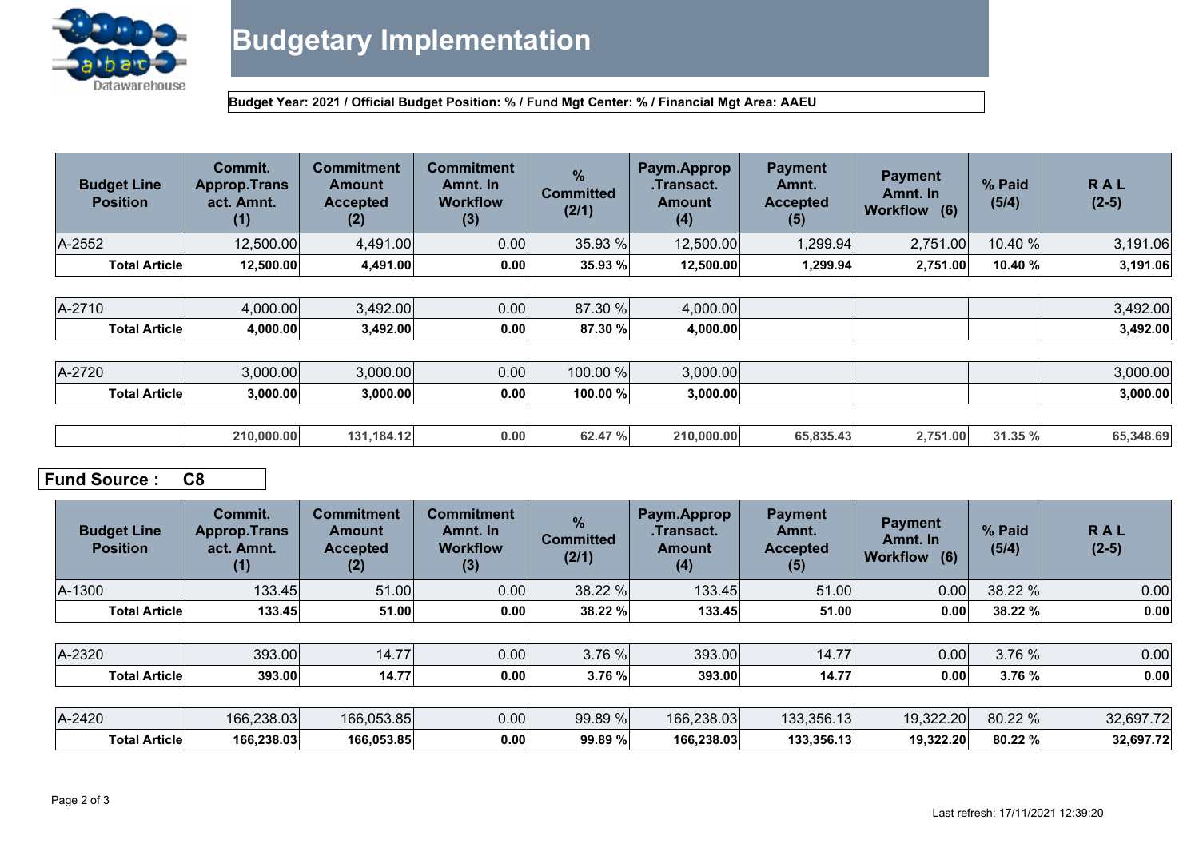# Budgetary Implementation

**Budget Year: 2021 / Official Budget Position: % / Fund Mgt Center: % / Financial Mgt Area: AAEU**

| Budget Line Position | Commit. Approp.Transact. Amnt. (1) | Commitment Amount Accepted (2) | Commitment Amnt. In Workflow (3) | % Committed (2/1) | Paym.Approp .Transact. Amount (4) | Payment Amnt. Accepted (5) | Payment Amnt. In Workflow (6) | % Paid (5/4) | R A L (2-5) |
|---|---|---|---|---|---|---|---|---|---|
| A-2552 | 12,500.00 | 4,491.00 | 0.00 | 35.93 % | 12,500.00 | 1,299.94 | 2,751.00 | 10.40 % | 3,191.06 |
| **Total Article** | **12,500.00** | **4,491.00** | **0.00** | **35.93 %** | **12,500.00** | **1,299.94** | **2,751.00** | **10.40 %** | **3,191.06** |
| A-2710 | 4,000.00 | 3,492.00 | 0.00 | 87.30 % | 4,000.00 | | | | 3,492.00 |
| **Total Article** | **4,000.00** | **3,492.00** | **0.00** | **87.30 %** | **4,000.00** | | | | **3,492.00** |
| A-2720 | 3,000.00 | 3,000.00 | 0.00 | 100.00 % | 3,000.00 | | | | 3,000.00 |
| **Total Article** | **3,000.00** | **3,000.00** | **0.00** | **100.00 %** | **3,000.00** | | | | **3,000.00** |
| | **210,000.00** | **131,184.12** | **0.00** | **62.47 %** | **210,000.00** | **65,835.43** | **2,751.00** | **31.35 %** | **65,348.69** |

**Fund Source : C8**

| Budget Line Position | Commit. Approp.Transact. Amnt. (1) | Commitment Amount Accepted (2) | Commitment Amnt. In Workflow (3) | % Committed (2/1) | Paym.Approp .Transact. Amount (4) | Payment Amnt. Accepted (5) | Payment Amnt. In Workflow (6) | % Paid (5/4) | R A L (2-5) |
|---|---|---|---|---|---|---|---|---|---|
| A-1300 | 133.45 | 51.00 | 0.00 | 38.22 % | 133.45 | 51.00 | 0.00 | 38.22 % | 0.00 |
| **Total Article** | **133.45** | **51.00** | **0.00** | **38.22 %** | **133.45** | **51.00** | **0.00** | **38.22 %** | **0.00** |
| A-2320 | 393.00 | 14.77 | 0.00 | 3.76 % | 393.00 | 14.77 | 0.00 | 3.76 % | 0.00 |
| **Total Article** | **393.00** | **14.77** | **0.00** | **3.76 %** | **393.00** | **14.77** | **0.00** | **3.76 %** | **0.00** |
| A-2420 | 166,238.03 | 166,053.85 | 0.00 | 99.89 % | 166,238.03 | 133,356.13 | 19,322.20 | 80.22 % | 32,697.72 |
| **Total Article** | **166,238.03** | **166,053.85** | **0.00** | **99.89 %** | **166,238.03** | **133,356.13** | **19,322.20** | **80.22 %** | **32,697.72** |

Last refresh: 17/11/2021 12:39:20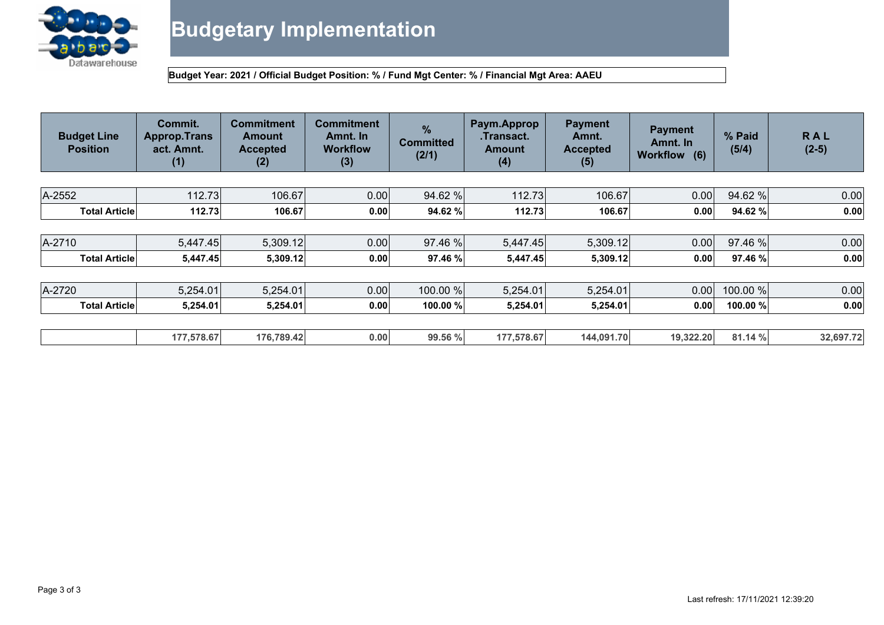# Budgetary Implementation

**Budget Year: 2021 / Official Budget Position: % / Fund Mgt Center: % / Financial Mgt Area: AAEU**

| Budget Line Position | Commit. Approp.Transact. Amnt. (1) | Commitment Amount Accepted (2) | Commitment Amnt. In Workflow (3) | % Committed (2/1) | Paym.Approp .Transact. Amount (4) | Payment Amnt. Accepted (5) | Payment Amnt. In Workflow (6) | % Paid (5/4) | R A L (2-5) |
|---|---|---|---|---|---|---|---|---|---|
| A-2552 | 112.73 | 106.67 | 0.00 | 94.62 % | 112.73 | 106.67 | 0.00 | 94.62 % | 0.00 |
| **Total Article** | **112.73** | **106.67** | **0.00** | **94.62 %** | **112.73** | **106.67** | **0.00** | **94.62 %** | **0.00** |
| A-2710 | 5,447.45 | 5,309.12 | 0.00 | 97.46 % | 5,447.45 | 5,309.12 | 0.00 | 97.46 % | 0.00 |
| **Total Article** | **5,447.45** | **5,309.12** | **0.00** | **97.46 %** | **5,447.45** | **5,309.12** | **0.00** | **97.46 %** | **0.00** |
| A-2720 | 5,254.01 | 5,254.01 | 0.00 | 100.00 % | 5,254.01 | 5,254.01 | 0.00 | 100.00 % | 0.00 |
| **Total Article** | **5,254.01** | **5,254.01** | **0.00** | **100.00 %** | **5,254.01** | **5,254.01** | **0.00** | **100.00 %** | **0.00** |
| | **177,578.67** | **176,789.42** | **0.00** | **99.56 %** | **177,578.67** | **144,091.70** | **19,322.20** | **81.14 %** | **32,697.72** |

Last refresh: 17/11/2021 12:39:20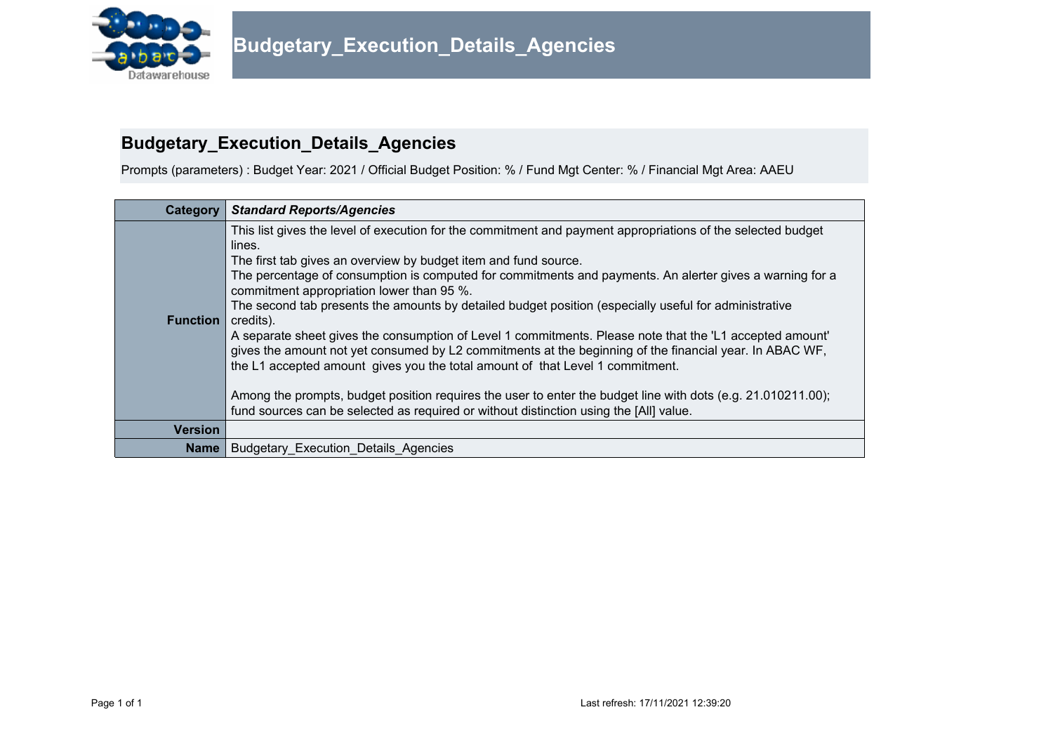# Budgetary_Execution_Details_Agencies

## Budgetary_Execution_Details_Agencies

Prompts (parameters) : Budget Year: 2021 / Official Budget Position: % / Fund Mgt Center: % / Financial Mgt Area: AAEU

| | |
|---|---|
| **Category** | ***Standard Reports/Agencies*** |
| **Function** | This list gives the level of execution for the commitment and payment appropriations of the selected budget lines.<br>The first tab gives an overview by budget item and fund source.<br>The percentage of consumption is computed for commitments and payments. An alerter gives a warning for a commitment appropriation lower than 95 %.<br>The second tab presents the amounts by detailed budget position (especially useful for administrative credits).<br>A separate sheet gives the consumption of Level 1 commitments. Please note that the 'L1 accepted amount' gives the amount not yet consumed by L2 commitments at the beginning of the financial year. In ABAC WF, the L1 accepted amount gives you the total amount of that Level 1 commitment.<br><br>Among the prompts, budget position requires the user to enter the budget line with dots (e.g. 21.010211.00); fund sources can be selected as required or without distinction using the [All] value. |
| **Version** | |
| **Name** | Budgetary_Execution_Details_Agencies |

Last refresh: 17/11/2021 12:39:20